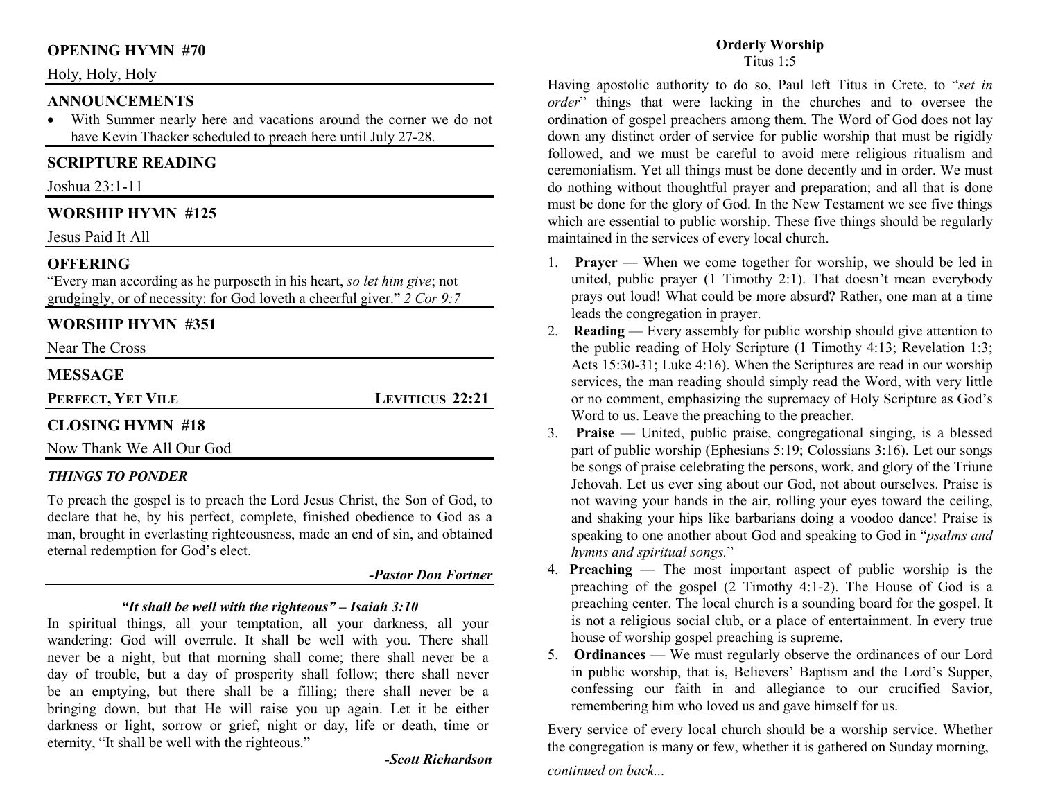## OPENING HYMN #70

Holy, Holy, Holy

## ANNOUNCEMENTS

- With Summer nearly here and vacations around the corner we do not have Kevin Thacker scheduled to preach here until July 27-28.

## SCRIPTURE READING

Joshua 23:1-11

## WORSHIP HYMN #125

Jesus Paid It All

## OFFERING

"Every man according as he purposeth in his heart, *so let him give*; not grudgingly, or of necessity: for God loveth a cheerful giver." *2 Cor 9:7*

## WORSHIP HYMN #351

Near The Cross

## MESSAGE

**PERFECT, YET VILE** — **LEVITICUS 22:21**

## CLOSING HYMN #18

Now Thank We All Our God

### *THINGS TO PONDER*

To preach the gospel is to preach the Lord Jesus Christ, the Son of God, to declare that he, by his perfect, complete, finished obedience to God as a man, brought in everlasting righteousness, made an end of sin, and obtained eternal redemption for God's elect.

***-Pastor Don Fortner***

### *"It shall be well with the righteous" – Isaiah 3:10*

In spiritual things, all your temptation, all your darkness, all your wandering: God will overrule. It shall be well with you. There shall never be a night, but that morning shall come; there shall never be a day of trouble, but a day of prosperity shall follow; there shall never be an emptying, but there shall be a filling; there shall never be a bringing down, but that He will raise you up again. Let it be either darkness or light, sorrow or grief, night or day, life or death, time or eternity, "It shall be well with the righteous."

***-Scott Richardson***

## Orderly Worship

Titus 1:5

Having apostolic authority to do so, Paul left Titus in Crete, to "*set in order*" things that were lacking in the churches and to oversee the ordination of gospel preachers among them. The Word of God does not lay down any distinct order of service for public worship that must be rigidly followed, and we must be careful to avoid mere religious ritualism and ceremonialism. Yet all things must be done decently and in order. We must do nothing without thoughtful prayer and preparation; and all that is done must be done for the glory of God. In the New Testament we see five things which are essential to public worship. These five things should be regularly maintained in the services of every local church.

1. **Prayer** — When we come together for worship, we should be led in united, public prayer (1 Timothy 2:1). That doesn't mean everybody prays out loud! What could be more absurd? Rather, one man at a time leads the congregation in prayer.
2. **Reading** — Every assembly for public worship should give attention to the public reading of Holy Scripture (1 Timothy 4:13; Revelation 1:3; Acts 15:30-31; Luke 4:16). When the Scriptures are read in our worship services, the man reading should simply read the Word, with very little or no comment, emphasizing the supremacy of Holy Scripture as God's Word to us. Leave the preaching to the preacher.
3. **Praise** — United, public praise, congregational singing, is a blessed part of public worship (Ephesians 5:19; Colossians 3:16). Let our songs be songs of praise celebrating the persons, work, and glory of the Triune Jehovah. Let us ever sing about our God, not about ourselves. Praise is not waving your hands in the air, rolling your eyes toward the ceiling, and shaking your hips like barbarians doing a voodoo dance! Praise is speaking to one another about God and speaking to God in "*psalms and hymns and spiritual songs.*"
4. **Preaching** — The most important aspect of public worship is the preaching of the gospel (2 Timothy 4:1-2). The House of God is a preaching center. The local church is a sounding board for the gospel. It is not a religious social club, or a place of entertainment. In every true house of worship gospel preaching is supreme.
5. **Ordinances** — We must regularly observe the ordinances of our Lord in public worship, that is, Believers' Baptism and the Lord's Supper, confessing our faith in and allegiance to our crucified Savior, remembering him who loved us and gave himself for us.

Every service of every local church should be a worship service. Whether the congregation is many or few, whether it is gathered on Sunday morning,

*continued on back...*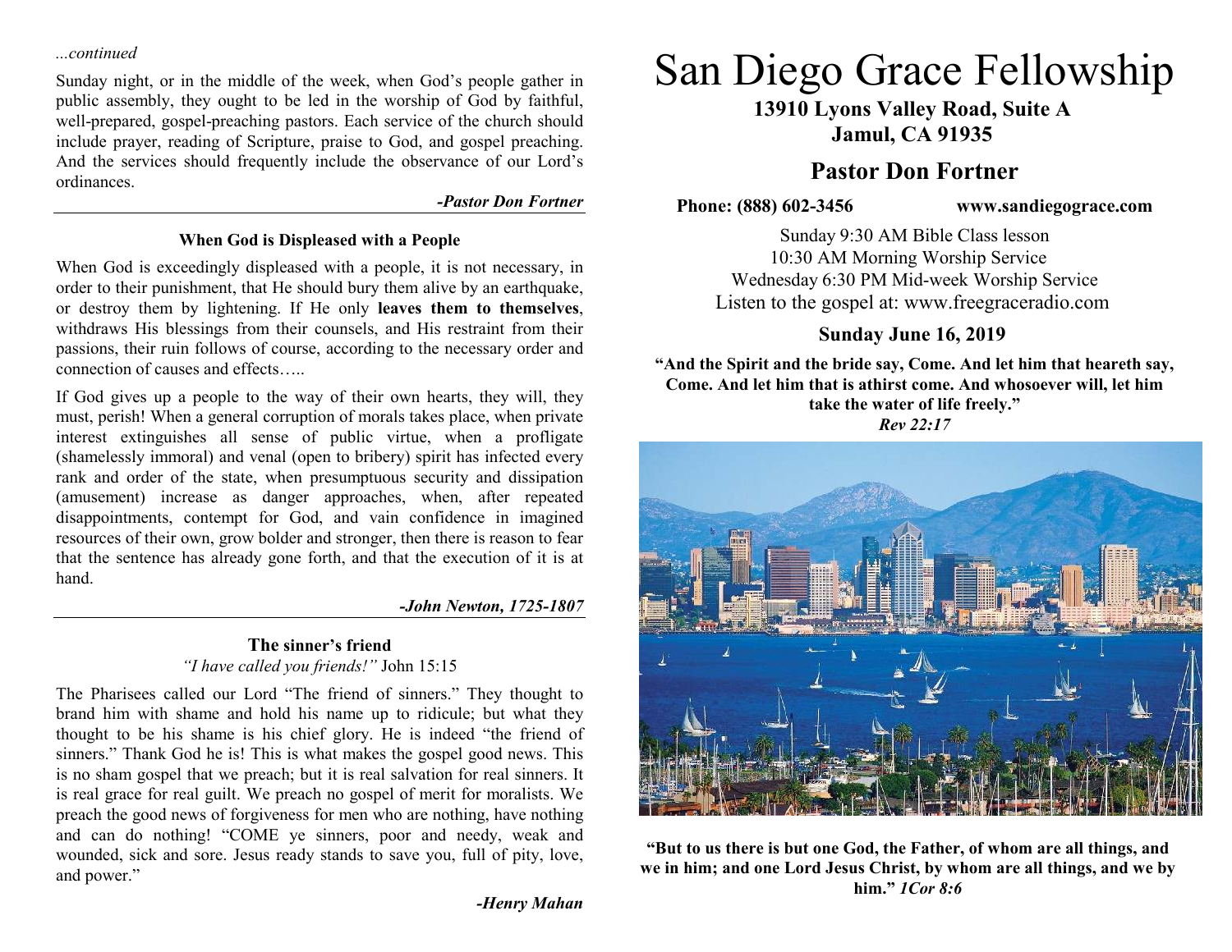*...continued*

Sunday night, or in the middle of the week, when God's people gather in public assembly, they ought to be led in the worship of God by faithful, well-prepared, gospel-preaching pastors. Each service of the church should include prayer, reading of Scripture, praise to God, and gospel preaching. And the services should frequently include the observance of our Lord's ordinances.

***-Pastor Don Fortner***

---

### When God is Displeased with a People

When God is exceedingly displeased with a people, it is not necessary, in order to their punishment, that He should bury them alive by an earthquake, or destroy them by lightening. If He only **leaves them to themselves**, withdraws His blessings from their counsels, and His restraint from their passions, their ruin follows of course, according to the necessary order and connection of causes and effects…..

If God gives up a people to the way of their own hearts, they will, they must, perish! When a general corruption of morals takes place, when private interest extinguishes all sense of public virtue, when a profligate (shamelessly immoral) and venal (open to bribery) spirit has infected every rank and order of the state, when presumptuous security and dissipation (amusement) increase as danger approaches, when, after repeated disappointments, contempt for God, and vain confidence in imagined resources of their own, grow bolder and stronger, then there is reason to fear that the sentence has already gone forth, and that the execution of it is at hand.

***-John Newton, 1725-1807***

---

### The sinner's friend

*"I have called you friends!"* John 15:15

The Pharisees called our Lord "The friend of sinners." They thought to brand him with shame and hold his name up to ridicule; but what they thought to be his shame is his chief glory. He is indeed "the friend of sinners." Thank God he is! This is what makes the gospel good news. This is no sham gospel that we preach; but it is real salvation for real sinners. It is real grace for real guilt. We preach no gospel of merit for moralists. We preach the good news of forgiveness for men who are nothing, have nothing and can do nothing! "COME ye sinners, poor and needy, weak and wounded, sick and sore. Jesus ready stands to save you, full of pity, love, and power."

***-Henry Mahan***

# San Diego Grace Fellowship

**13910 Lyons Valley Road, Suite A**
**Jamul, CA 91935**

## Pastor Don Fortner

**Phone: (888) 602-3456** **www.sandiegograce.com**

Sunday 9:30 AM Bible Class lesson
10:30 AM Morning Worship Service
Wednesday 6:30 PM Mid-week Worship Service
Listen to the gospel at: www.freegraceradio.com

### Sunday June 16, 2019

**"And the Spirit and the bride say, Come. And let him that heareth say, Come. And let him that is athirst come. And whosoever will, let him take the water of life freely."**
***Rev 22:17***

**"But to us there is but one God, the Father, of whom are all things, and we in him; and one Lord Jesus Christ, by whom are all things, and we by him."** ***1Cor 8:6***